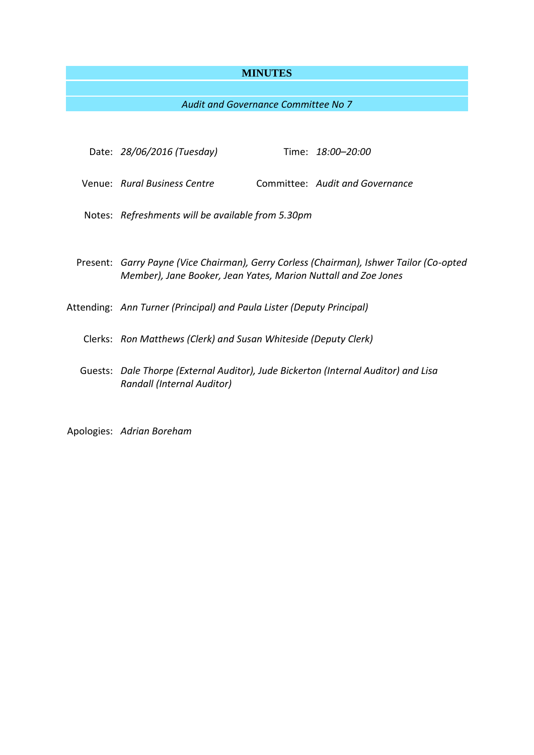# MINUTES

*Audit and Governance Committee No 7*

Date: *28/06/2016 (Tuesday)*

Time: *18:00–20:00*

Venue: *Rural Business Centre*

Committee: *Audit and Governance*

Notes: *Refreshments will be available from 5.30pm*

Present: *Garry Payne (Vice Chairman), Gerry Corless (Chairman), Ishwer Tailor (Co-opted Member), Jane Booker, Jean Yates, Marion Nuttall and Zoe Jones*

Attending: *Ann Turner (Principal) and Paula Lister (Deputy Principal)*

Clerks: *Ron Matthews (Clerk) and Susan Whiteside (Deputy Clerk)*

Guests: *Dale Thorpe (External Auditor), Jude Bickerton (Internal Auditor) and Lisa Randall (Internal Auditor)*

Apologies: *Adrian Boreham*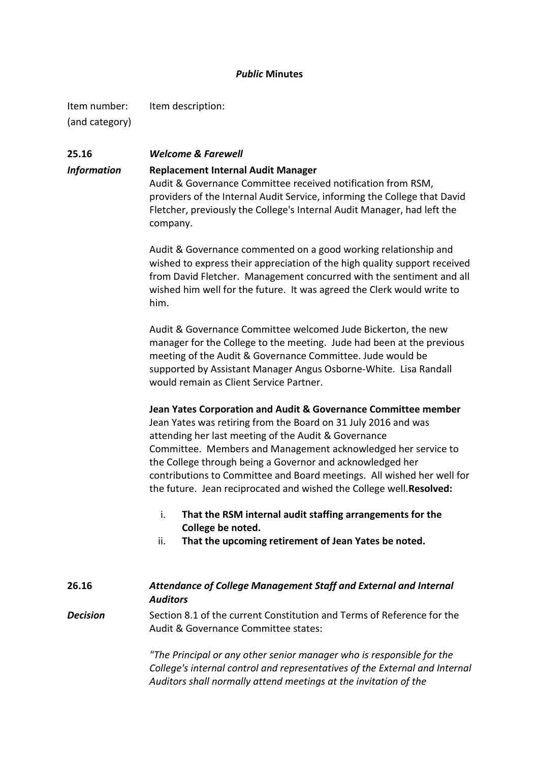***Public* Minutes**

Item number: (and category) Item description:

**25.16** ***Welcome & Farewell***

***Information***

**Replacement Internal Audit Manager**

Audit & Governance Committee received notification from RSM, providers of the Internal Audit Service, informing the College that David Fletcher, previously the College's Internal Audit Manager, had left the company.

Audit & Governance commented on a good working relationship and wished to express their appreciation of the high quality support received from David Fletcher. Management concurred with the sentiment and all wished him well for the future. It was agreed the Clerk would write to him.

Audit & Governance Committee welcomed Jude Bickerton, the new manager for the College to the meeting. Jude had been at the previous meeting of the Audit & Governance Committee. Jude would be supported by Assistant Manager Angus Osborne-White. Lisa Randall would remain as Client Service Partner.

**Jean Yates Corporation and Audit & Governance Committee member**

Jean Yates was retiring from the Board on 31 July 2016 and was attending her last meeting of the Audit & Governance Committee. Members and Management acknowledged her service to the College through being a Governor and acknowledged her contributions to Committee and Board meetings. All wished her well for the future. Jean reciprocated and wished the College well.**Resolved:**

i. **That the RSM internal audit staffing arrangements for the College be noted.**
ii. **That the upcoming retirement of Jean Yates be noted.**

**26.16** ***Attendance of College Management Staff and External and Internal Auditors***

***Decision***

Section 8.1 of the current Constitution and Terms of Reference for the Audit & Governance Committee states:

*"The Principal or any other senior manager who is responsible for the College's internal control and representatives of the External and Internal Auditors shall normally attend meetings at the invitation of the*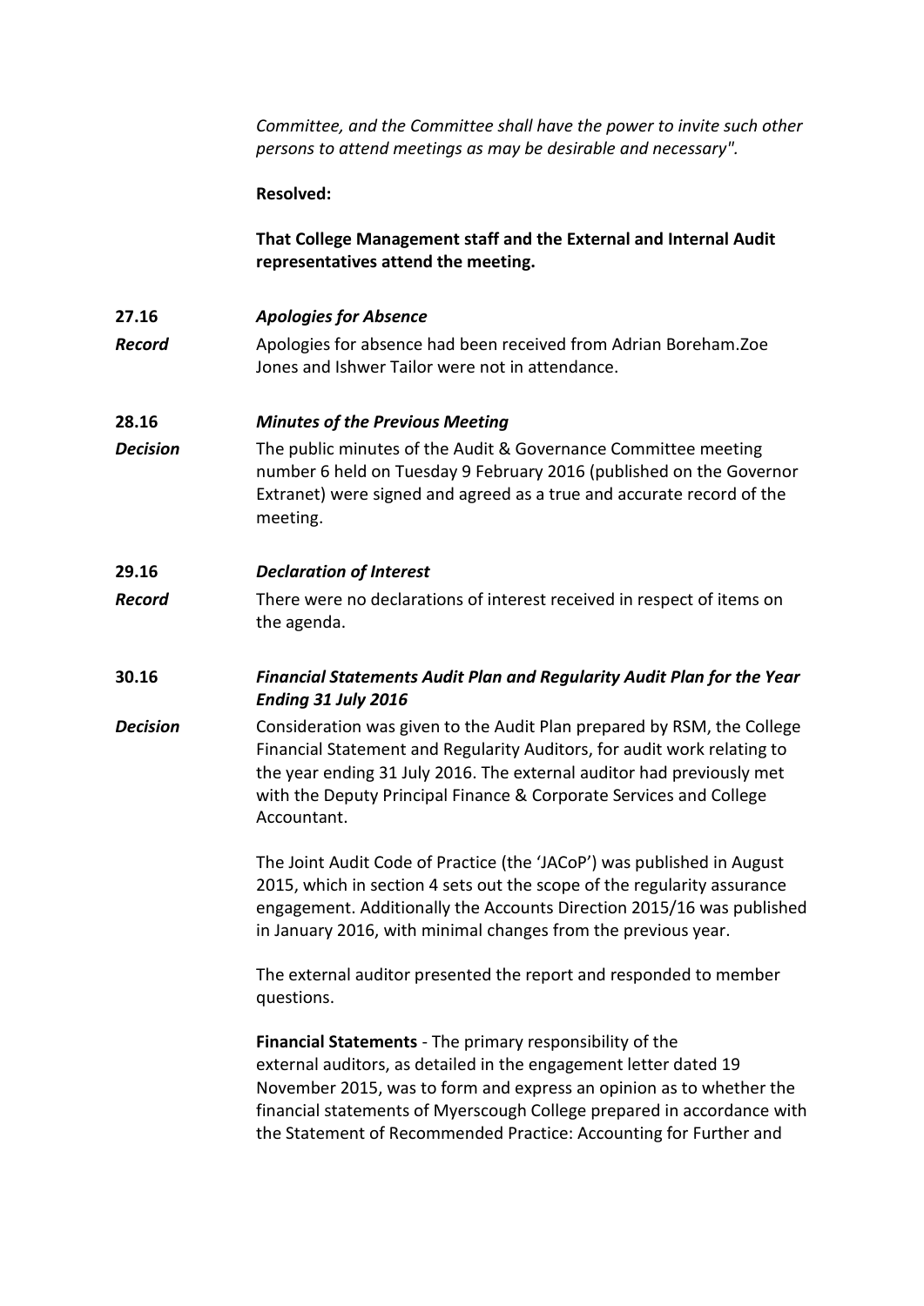*Committee, and the Committee shall have the power to invite such other persons to attend meetings as may be desirable and necessary".*

**Resolved:**

**That College Management staff and the External and Internal Audit representatives attend the meeting.**

**27.16** ***Apologies for Absence***

***Record*** Apologies for absence had been received from Adrian Boreham.Zoe Jones and Ishwer Tailor were not in attendance.

**28.16** ***Minutes of the Previous Meeting***

***Decision*** The public minutes of the Audit & Governance Committee meeting number 6 held on Tuesday 9 February 2016 (published on the Governor Extranet) were signed and agreed as a true and accurate record of the meeting.

**29.16** ***Declaration of Interest***

***Record*** There were no declarations of interest received in respect of items on the agenda.

**30.16** ***Financial Statements Audit Plan and Regularity Audit Plan for the Year Ending 31 July 2016***

***Decision*** Consideration was given to the Audit Plan prepared by RSM, the College Financial Statement and Regularity Auditors, for audit work relating to the year ending 31 July 2016. The external auditor had previously met with the Deputy Principal Finance & Corporate Services and College Accountant.

The Joint Audit Code of Practice (the 'JACoP') was published in August 2015, which in section 4 sets out the scope of the regularity assurance engagement. Additionally the Accounts Direction 2015/16 was published in January 2016, with minimal changes from the previous year.

The external auditor presented the report and responded to member questions.

**Financial Statements** - The primary responsibility of the external auditors, as detailed in the engagement letter dated 19 November 2015, was to form and express an opinion as to whether the financial statements of Myerscough College prepared in accordance with the Statement of Recommended Practice: Accounting for Further and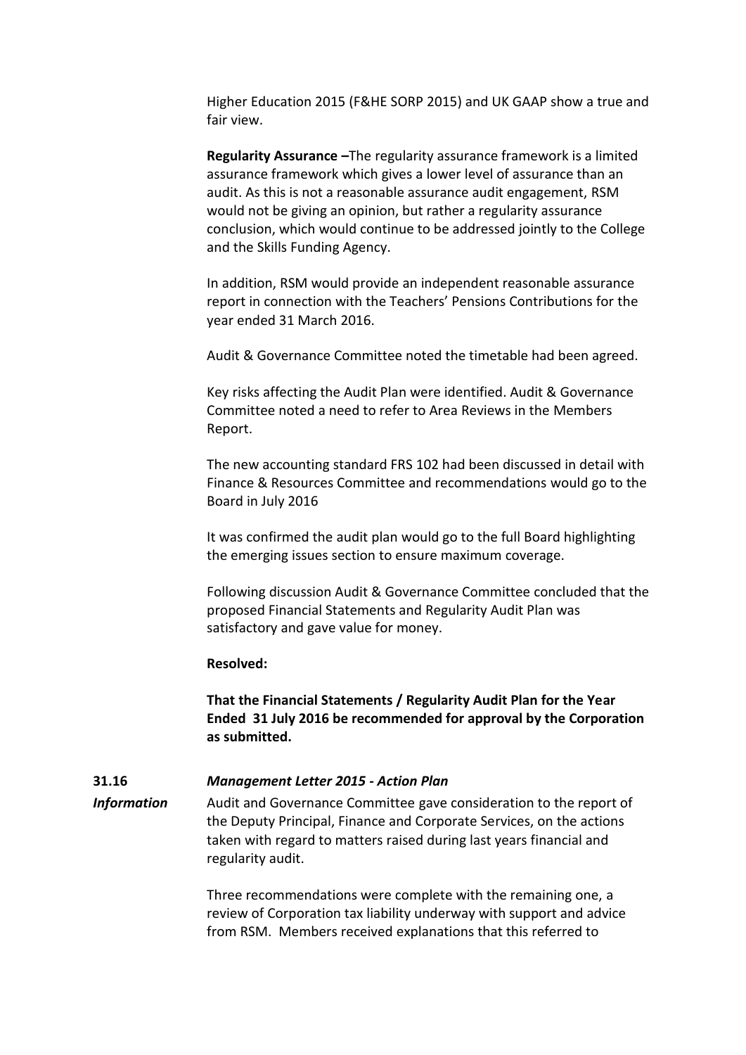Higher Education 2015 (F&HE SORP 2015) and UK GAAP show a true and fair view.

**Regularity Assurance –**The regularity assurance framework is a limited assurance framework which gives a lower level of assurance than an audit. As this is not a reasonable assurance audit engagement, RSM would not be giving an opinion, but rather a regularity assurance conclusion, which would continue to be addressed jointly to the College and the Skills Funding Agency.

In addition, RSM would provide an independent reasonable assurance report in connection with the Teachers' Pensions Contributions for the year ended 31 March 2016.

Audit & Governance Committee noted the timetable had been agreed.

Key risks affecting the Audit Plan were identified. Audit & Governance Committee noted a need to refer to Area Reviews in the Members Report.

The new accounting standard FRS 102 had been discussed in detail with Finance & Resources Committee and recommendations would go to the Board in July 2016

It was confirmed the audit plan would go to the full Board highlighting the emerging issues section to ensure maximum coverage.

Following discussion Audit & Governance Committee concluded that the proposed Financial Statements and Regularity Audit Plan was satisfactory and gave value for money.

**Resolved:**

**That the Financial Statements / Regularity Audit Plan for the Year Ended 31 July 2016 be recommended for approval by the Corporation as submitted.**

**31.16** ***Management Letter 2015 - Action Plan***

***Information***

Audit and Governance Committee gave consideration to the report of the Deputy Principal, Finance and Corporate Services, on the actions taken with regard to matters raised during last years financial and regularity audit.

Three recommendations were complete with the remaining one, a review of Corporation tax liability underway with support and advice from RSM. Members received explanations that this referred to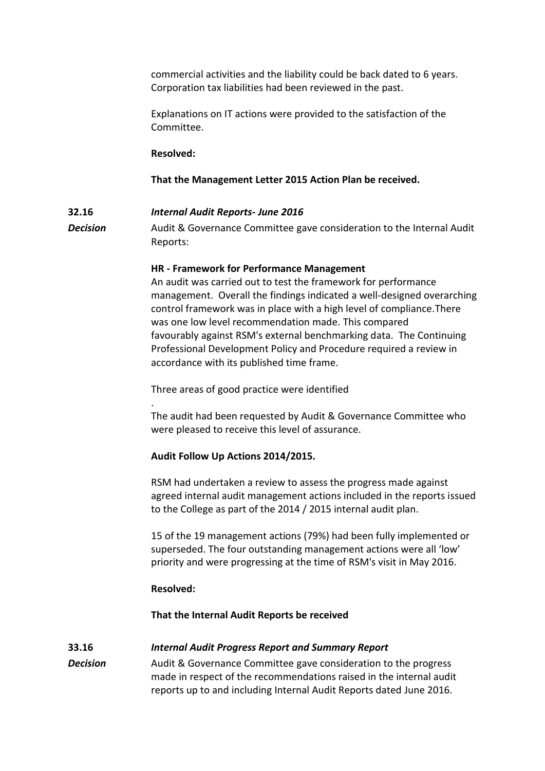commercial activities and the liability could be back dated to 6 years. Corporation tax liabilities had been reviewed in the past.

Explanations on IT actions were provided to the satisfaction of the Committee.

**Resolved:**

**That the Management Letter 2015 Action Plan be received.**

**32.16** ***Internal Audit Reports- June 2016***

***Decision*** Audit & Governance Committee gave consideration to the Internal Audit Reports:

**HR - Framework for Performance Management**

An audit was carried out to test the framework for performance management. Overall the findings indicated a well-designed overarching control framework was in place with a high level of compliance.There was one low level recommendation made. This compared favourably against RSM's external benchmarking data. The Continuing Professional Development Policy and Procedure required a review in accordance with its published time frame.

Three areas of good practice were identified

.

The audit had been requested by Audit & Governance Committee who were pleased to receive this level of assurance.

**Audit Follow Up Actions 2014/2015.**

RSM had undertaken a review to assess the progress made against agreed internal audit management actions included in the reports issued to the College as part of the 2014 / 2015 internal audit plan.

15 of the 19 management actions (79%) had been fully implemented or superseded. The four outstanding management actions were all 'low' priority and were progressing at the time of RSM's visit in May 2016.

**Resolved:**

**That the Internal Audit Reports be received**

**33.16** ***Internal Audit Progress Report and Summary Report***

***Decision*** Audit & Governance Committee gave consideration to the progress made in respect of the recommendations raised in the internal audit reports up to and including Internal Audit Reports dated June 2016.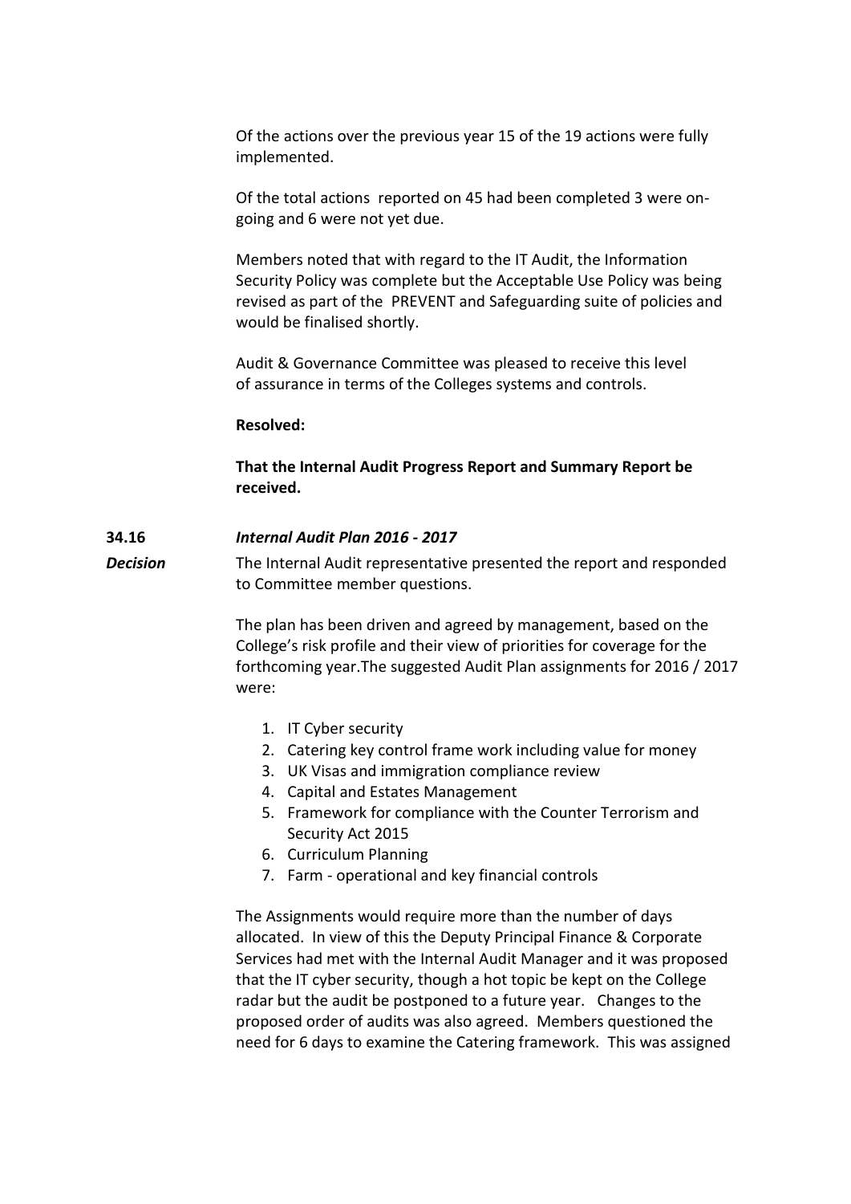Of the actions over the previous year 15 of the 19 actions were fully implemented.

Of the total actions reported on 45 had been completed 3 were on-going and 6 were not yet due.

Members noted that with regard to the IT Audit, the Information Security Policy was complete but the Acceptable Use Policy was being revised as part of the PREVENT and Safeguarding suite of policies and would be finalised shortly.

Audit & Governance Committee was pleased to receive this level of assurance in terms of the Colleges systems and controls.

**Resolved:**

**That the Internal Audit Progress Report and Summary Report be received.**

**34.16** ***Internal Audit Plan 2016 - 2017***

***Decision*** The Internal Audit representative presented the report and responded to Committee member questions.

The plan has been driven and agreed by management, based on the College's risk profile and their view of priorities for coverage for the forthcoming year.The suggested Audit Plan assignments for 2016 / 2017 were:

1. IT Cyber security
2. Catering key control frame work including value for money
3. UK Visas and immigration compliance review
4. Capital and Estates Management
5. Framework for compliance with the Counter Terrorism and Security Act 2015
6. Curriculum Planning
7. Farm - operational and key financial controls

The Assignments would require more than the number of days allocated. In view of this the Deputy Principal Finance & Corporate Services had met with the Internal Audit Manager and it was proposed that the IT cyber security, though a hot topic be kept on the College radar but the audit be postponed to a future year. Changes to the proposed order of audits was also agreed. Members questioned the need for 6 days to examine the Catering framework. This was assigned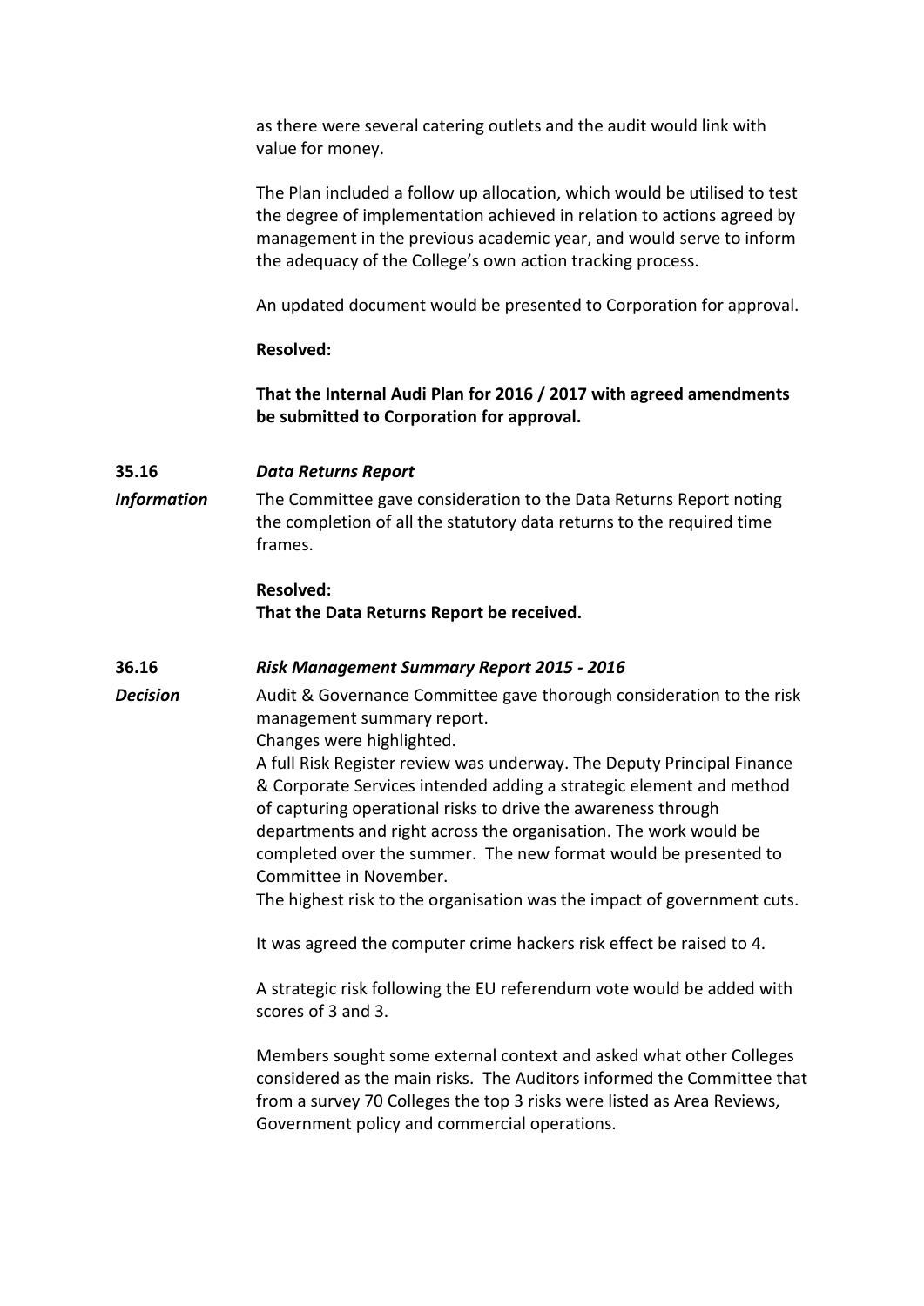as there were several catering outlets and the audit would link with value for money.

The Plan included a follow up allocation, which would be utilised to test the degree of implementation achieved in relation to actions agreed by management in the previous academic year, and would serve to inform the adequacy of the College's own action tracking process.

An updated document would be presented to Corporation for approval.

**Resolved:**

**That the Internal Audi Plan for 2016 / 2017 with agreed amendments be submitted to Corporation for approval.**

**35.16** ***Data Returns Report***

***Information*** The Committee gave consideration to the Data Returns Report noting the completion of all the statutory data returns to the required time frames.

**Resolved:**
**That the Data Returns Report be received.**

**36.16** ***Risk Management Summary Report 2015 - 2016***

***Decision*** Audit & Governance Committee gave thorough consideration to the risk management summary report.
Changes were highlighted.
A full Risk Register review was underway. The Deputy Principal Finance & Corporate Services intended adding a strategic element and method of capturing operational risks to drive the awareness through departments and right across the organisation. The work would be completed over the summer. The new format would be presented to Committee in November.
The highest risk to the organisation was the impact of government cuts.

It was agreed the computer crime hackers risk effect be raised to 4.

A strategic risk following the EU referendum vote would be added with scores of 3 and 3.

Members sought some external context and asked what other Colleges considered as the main risks. The Auditors informed the Committee that from a survey 70 Colleges the top 3 risks were listed as Area Reviews, Government policy and commercial operations.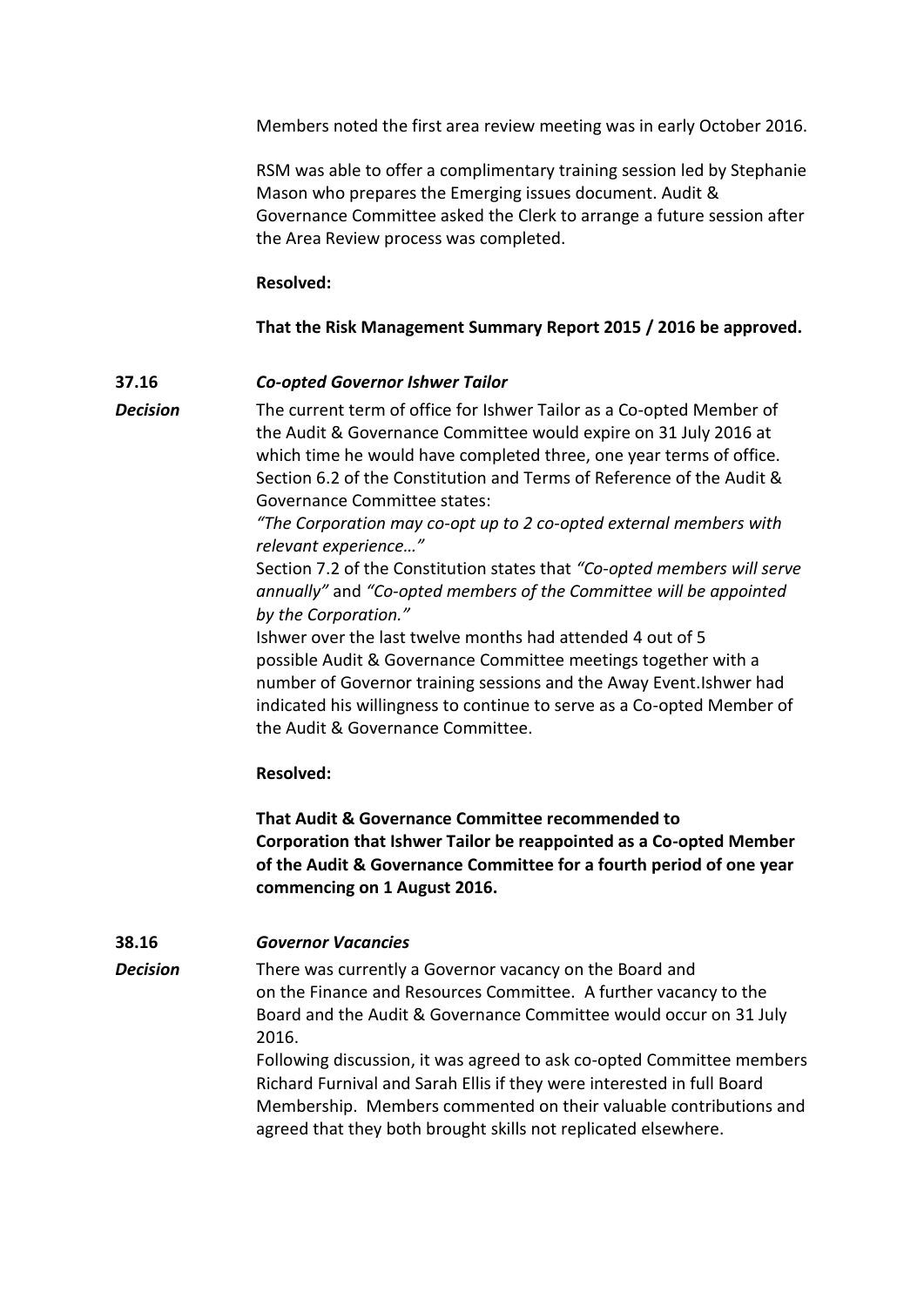Members noted the first area review meeting was in early October 2016.

RSM was able to offer a complimentary training session led by Stephanie Mason who prepares the Emerging issues document. Audit & Governance Committee asked the Clerk to arrange a future session after the Area Review process was completed.

**Resolved:**

**That the Risk Management Summary Report 2015 / 2016 be approved.**

**37.16** ***Co-opted Governor Ishwer Tailor***

***Decision***

The current term of office for Ishwer Tailor as a Co-opted Member of the Audit & Governance Committee would expire on 31 July 2016 at which time he would have completed three, one year terms of office. Section 6.2 of the Constitution and Terms of Reference of the Audit & Governance Committee states:
*"The Corporation may co-opt up to 2 co-opted external members with relevant experience…"*
Section 7.2 of the Constitution states that *"Co-opted members will serve annually"* and *"Co-opted members of the Committee will be appointed by the Corporation."*
Ishwer over the last twelve months had attended 4 out of 5 possible Audit & Governance Committee meetings together with a number of Governor training sessions and the Away Event.Ishwer had indicated his willingness to continue to serve as a Co-opted Member of the Audit & Governance Committee.

**Resolved:**

**That Audit & Governance Committee recommended to Corporation that Ishwer Tailor be reappointed as a Co-opted Member of the Audit & Governance Committee for a fourth period of one year commencing on 1 August 2016.**

**38.16** ***Governor Vacancies***

***Decision***

There was currently a Governor vacancy on the Board and on the Finance and Resources Committee. A further vacancy to the Board and the Audit & Governance Committee would occur on 31 July 2016.
Following discussion, it was agreed to ask co-opted Committee members Richard Furnival and Sarah Ellis if they were interested in full Board Membership. Members commented on their valuable contributions and agreed that they both brought skills not replicated elsewhere.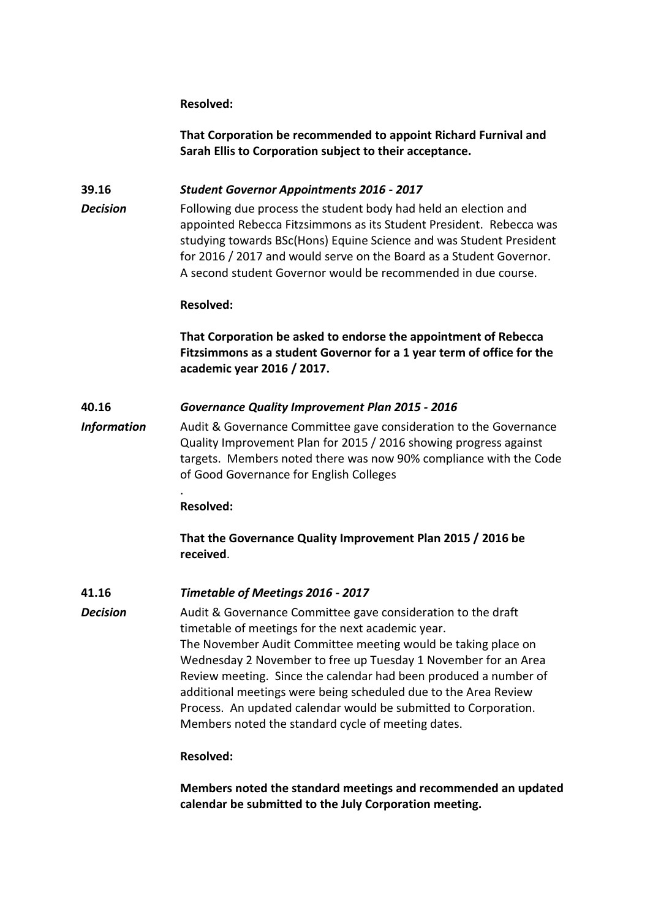**Resolved:**

**That Corporation be recommended to appoint Richard Furnival and Sarah Ellis to Corporation subject to their acceptance.**

**39.16** ***Student Governor Appointments 2016 - 2017***

***Decision*** Following due process the student body had held an election and appointed Rebecca Fitzsimmons as its Student President. Rebecca was studying towards BSc(Hons) Equine Science and was Student President for 2016 / 2017 and would serve on the Board as a Student Governor. A second student Governor would be recommended in due course.

**Resolved:**

**That Corporation be asked to endorse the appointment of Rebecca Fitzsimmons as a student Governor for a 1 year term of office for the academic year 2016 / 2017.**

**40.16** ***Governance Quality Improvement Plan 2015 - 2016***

***Information*** Audit & Governance Committee gave consideration to the Governance Quality Improvement Plan for 2015 / 2016 showing progress against targets. Members noted there was now 90% compliance with the Code of Good Governance for English Colleges

.

**Resolved:**

**That the Governance Quality Improvement Plan 2015 / 2016 be received**.

**41.16** ***Timetable of Meetings 2016 - 2017***

***Decision*** Audit & Governance Committee gave consideration to the draft timetable of meetings for the next academic year.
The November Audit Committee meeting would be taking place on Wednesday 2 November to free up Tuesday 1 November for an Area Review meeting. Since the calendar had been produced a number of additional meetings were being scheduled due to the Area Review Process. An updated calendar would be submitted to Corporation. Members noted the standard cycle of meeting dates.

**Resolved:**

**Members noted the standard meetings and recommended an updated calendar be submitted to the July Corporation meeting.**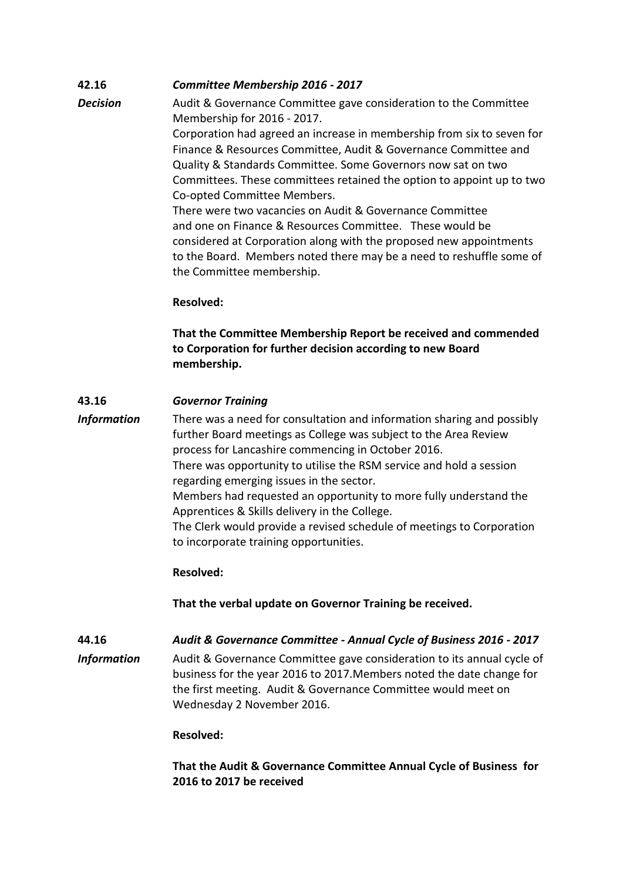**42.16** ***Committee Membership 2016 - 2017***

***Decision***

Audit & Governance Committee gave consideration to the Committee Membership for 2016 - 2017.

Corporation had agreed an increase in membership from six to seven for Finance & Resources Committee, Audit & Governance Committee and Quality & Standards Committee. Some Governors now sat on two Committees. These committees retained the option to appoint up to two Co-opted Committee Members.

There were two vacancies on Audit & Governance Committee and one on Finance & Resources Committee. These would be considered at Corporation along with the proposed new appointments to the Board. Members noted there may be a need to reshuffle some of the Committee membership.

**Resolved:**

**That the Committee Membership Report be received and commended to Corporation for further decision according to new Board membership.**

**43.16** ***Governor Training***

***Information***

There was a need for consultation and information sharing and possibly further Board meetings as College was subject to the Area Review process for Lancashire commencing in October 2016.

There was opportunity to utilise the RSM service and hold a session regarding emerging issues in the sector.

Members had requested an opportunity to more fully understand the Apprentices & Skills delivery in the College.

The Clerk would provide a revised schedule of meetings to Corporation to incorporate training opportunities.

**Resolved:**

**That the verbal update on Governor Training be received.**

**44.16** ***Audit & Governance Committee - Annual Cycle of Business 2016 - 2017***

***Information***

Audit & Governance Committee gave consideration to its annual cycle of business for the year 2016 to 2017.Members noted the date change for the first meeting. Audit & Governance Committee would meet on Wednesday 2 November 2016.

**Resolved:**

**That the Audit & Governance Committee Annual Cycle of Business for 2016 to 2017 be received**